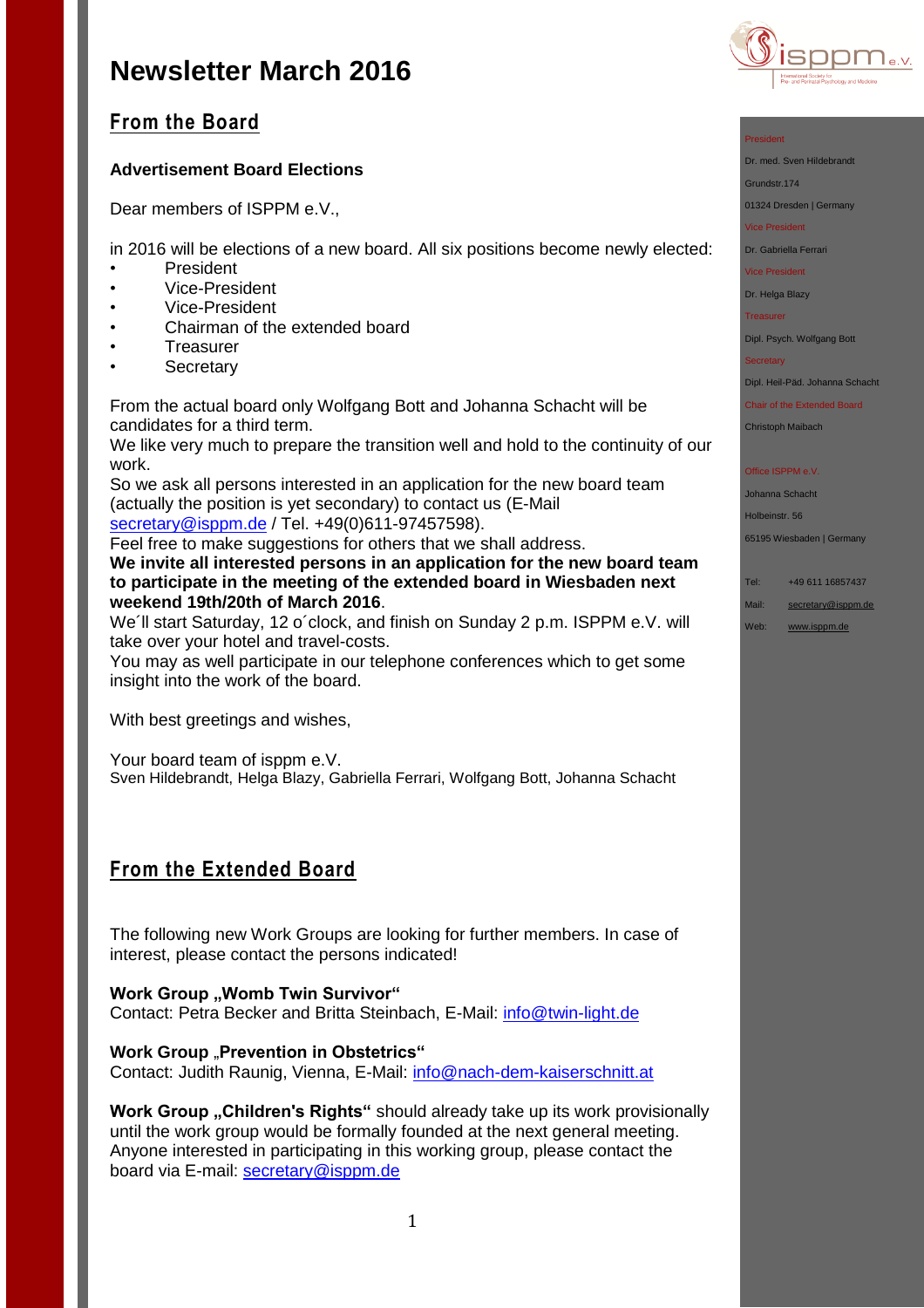# Newsletter March 2016

## From the Board

### Advertisement Board Elections

Dear members of ISPPM e.V.,

in 2016 will be elections of a new board. All six positions become newly elected:

- President
- Vice-President
- Vice-President
- Chairman of the extended board
- Treasurer
- Secretary

From the actual board only Wolfgang Bott and Johanna Schacht will be candidates for a third term.
We like very much to prepare the transition well and hold to the continuity of our work.
So we ask all persons interested in an application for the new board team (actually the position is yet secondary) to contact us (E-Mail secretary@isppm.de / Tel. +49(0)611-97457598).
Feel free to make suggestions for others that we shall address.
**We invite all interested persons in an application for the new board team to participate in the meeting of the extended board in Wiesbaden next weekend 19th/20th of March 2016**.
We´ll start Saturday, 12 o´clock, and finish on Sunday 2 p.m. ISPPM e.V. will take over your hotel and travel-costs.
You may as well participate in our telephone conferences which to get some insight into the work of the board.

With best greetings and wishes,

Your board team of isppm e.V.
Sven Hildebrandt, Helga Blazy, Gabriella Ferrari, Wolfgang Bott, Johanna Schacht

## From the Extended Board

The following new Work Groups are looking for further members. In case of interest, please contact the persons indicated!

**Work Group „Womb Twin Survivor“**
Contact: Petra Becker and Britta Steinbach, E-Mail: info@twin-light.de

**Work Group „Prevention in Obstetrics“**
Contact: Judith Raunig, Vienna, E-Mail: info@nach-dem-kaiserschnitt.at

**Work Group „Children's Rights“** should already take up its work provisionally until the work group would be formally founded at the next general meeting. Anyone interested in participating in this working group, please contact the board via E-mail: secretary@isppm.de

President
Dr. med. Sven Hildebrandt
Grundstr.174
01324 Dresden | Germany

Vice President
Dr. Gabriella Ferrari

Vice President
Dr. Helga Blazy

Treasurer
Dipl. Psych. Wolfgang Bott

Secretary
Dipl. Heil-Päd. Johanna Schacht

Chair of the Extended Board
Christoph Maibach

Office ISPPM e.V.
Johanna Schacht
Holbeinstr. 56
65195 Wiesbaden | Germany

Tel: +49 611 16857437
Mail: secretary@isppm.de
Web: www.isppm.de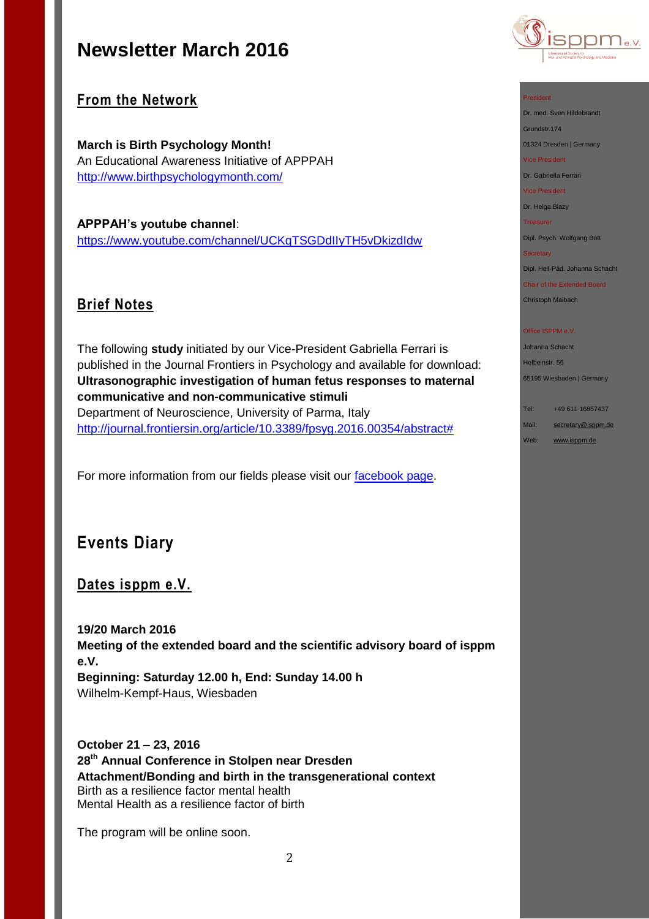# Newsletter March 2016

## From the Network

**March is Birth Psychology Month!**
An Educational Awareness Initiative of APPPAH
http://www.birthpsychologymonth.com/

**APPPAH's youtube channel**:
https://www.youtube.com/channel/UCKqTSGDdIIyTH5vDkizdIdw

## Brief Notes

The following **study** initiated by our Vice-President Gabriella Ferrari is published in the Journal Frontiers in Psychology and available for download:
**Ultrasonographic investigation of human fetus responses to maternal communicative and non-communicative stimuli**
Department of Neuroscience, University of Parma, Italy
http://journal.frontiersin.org/article/10.3389/fpsyg.2016.00354/abstract#

For more information from our fields please visit our facebook page.

## Events Diary

### Dates isppm e.V.

**19/20 March 2016**
**Meeting of the extended board and the scientific advisory board of isppm e.V.**
**Beginning: Saturday 12.00 h, End: Sunday 14.00 h**
Wilhelm-Kempf-Haus, Wiesbaden

**October 21 – 23, 2016**
**28th Annual Conference in Stolpen near Dresden**
**Attachment/Bonding and birth in the transgenerational context**
Birth as a resilience factor mental health
Mental Health as a resilience factor of birth

The program will be online soon.

---

President
Dr. med. Sven Hildebrandt
Grundstr.174
01324 Dresden | Germany

Vice President
Dr. Gabriella Ferrari

Vice President
Dr. Helga Blazy

Treasurer
Dipl. Psych. Wolfgang Bott

Secretary
Dipl. Heil-Päd. Johanna Schacht

Chair of the Extended Board
Christoph Maibach

Office ISPPM e.V.
Johanna Schacht
Holbeinstr. 56
65195 Wiesbaden | Germany

Tel: +49 611 16857437
Mail: secretary@isppm.de
Web: www.isppm.de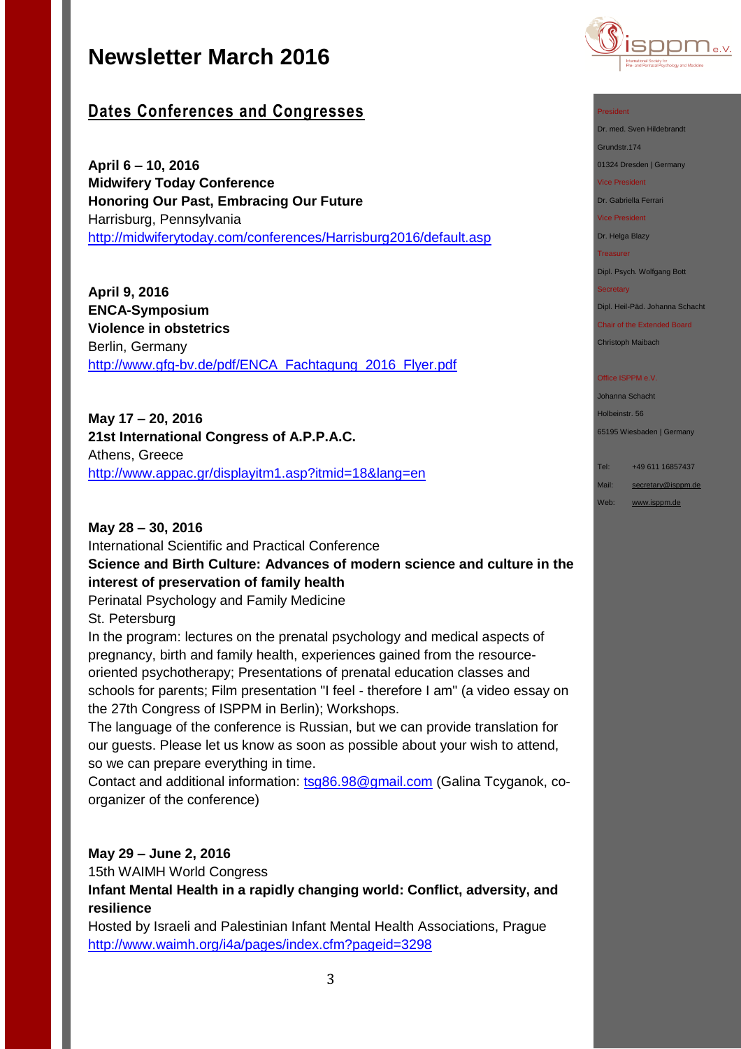# Newsletter March 2016

## Dates Conferences and Congresses

**April 6 – 10, 2016**
**Midwifery Today Conference**
**Honoring Our Past, Embracing Our Future**
Harrisburg, Pennsylvania
http://midwiferytoday.com/conferences/Harrisburg2016/default.asp

**April 9, 2016**
**ENCA-Symposium**
**Violence in obstetrics**
Berlin, Germany
http://www.gfg-bv.de/pdf/ENCA_Fachtagung_2016_Flyer.pdf

**May 17 – 20, 2016**
**21st International Congress of A.P.P.A.C.**
Athens, Greece
http://www.appac.gr/displayitm1.asp?itmid=18&lang=en

**May 28 – 30, 2016**
International Scientific and Practical Conference
**Science and Birth Culture: Advances of modern science and culture in the interest of preservation of family health**
Perinatal Psychology and Family Medicine
St. Petersburg
In the program: lectures on the prenatal psychology and medical aspects of pregnancy, birth and family health, experiences gained from the resource-oriented psychotherapy; Presentations of prenatal education classes and schools for parents; Film presentation "I feel - therefore I am" (a video essay on the 27th Congress of ISPPM in Berlin); Workshops.
The language of the conference is Russian, but we can provide translation for our guests. Please let us know as soon as possible about your wish to attend, so we can prepare everything in time.
Contact and additional information: tsg86.98@gmail.com (Galina Tcyganok, co-organizer of the conference)

**May 29 – June 2, 2016**
15th WAIMH World Congress
**Infant Mental Health in a rapidly changing world: Conflict, adversity, and resilience**
Hosted by Israeli and Palestinian Infant Mental Health Associations, Prague
http://www.waimh.org/i4a/pages/index.cfm?pageid=3298

President
Dr. med. Sven Hildebrandt
Grundstr.174
01324 Dresden | Germany

Vice President
Dr. Gabriella Ferrari

Vice President
Dr. Helga Blazy

Treasurer
Dipl. Psych. Wolfgang Bott

Secretary
Dipl. Heil-Päd. Johanna Schacht

Chair of the Extended Board
Christoph Maibach

Office ISPPM e.V.
Johanna Schacht
Holbeinstr. 56
65195 Wiesbaden | Germany

Tel: +49 611 16857437
Mail: secretary@isppm.de
Web: www.isppm.de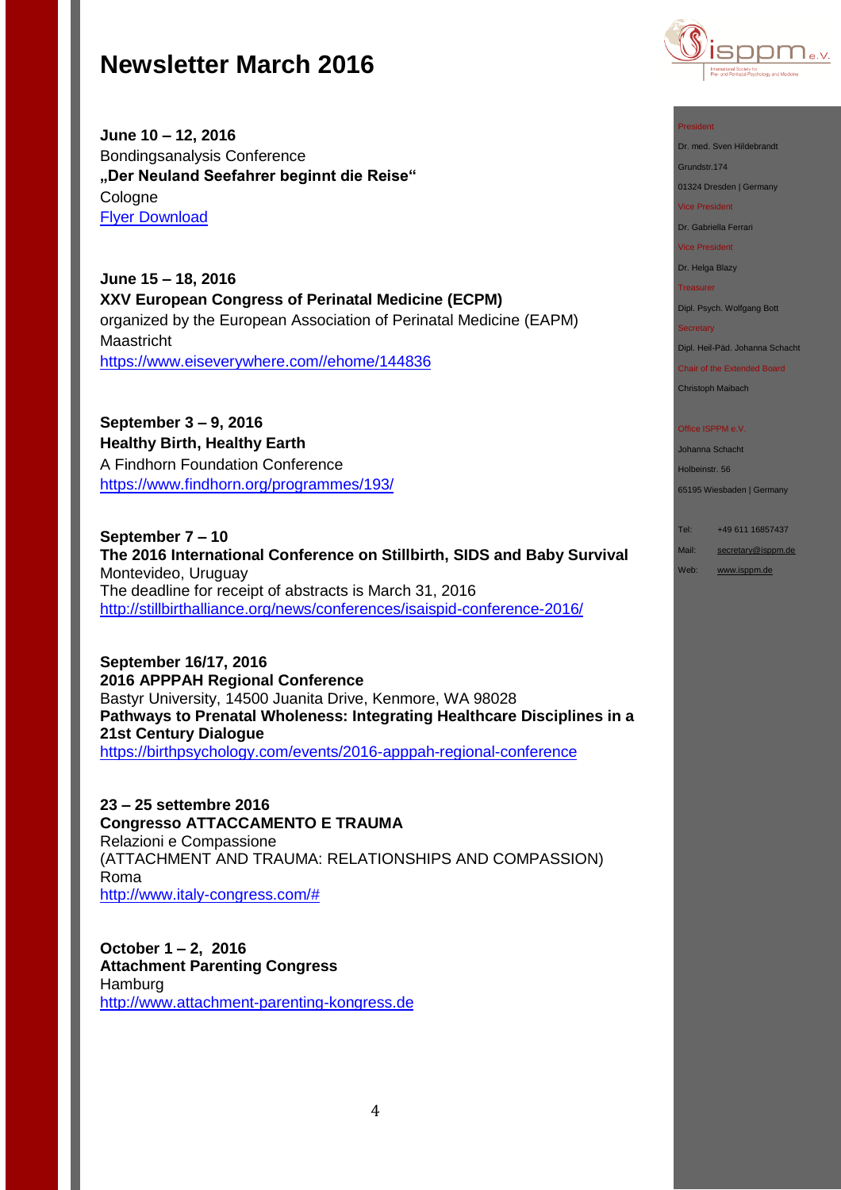# Newsletter March 2016

**June 10 – 12, 2016**
Bondingsanalysis Conference
**„Der Neuland Seefahrer beginnt die Reise"**
Cologne
[Flyer Download]

**June 15 – 18, 2016**
**XXV European Congress of Perinatal Medicine (ECPM)**
organized by the European Association of Perinatal Medicine (EAPM)
Maastricht
https://www.eiseverywhere.com//ehome/144836

**September 3 – 9, 2016**
**Healthy Birth, Healthy Earth**
A Findhorn Foundation Conference
https://www.findhorn.org/programmes/193/

**September 7 – 10**
**The 2016 International Conference on Stillbirth, SIDS and Baby Survival**
Montevideo, Uruguay
The deadline for receipt of abstracts is March 31, 2016
http://stillbirthalliance.org/news/conferences/isaispid-conference-2016/

**September 16/17, 2016**
**2016 APPPAH Regional Conference**
Bastyr University, 14500 Juanita Drive, Kenmore, WA 98028
**Pathways to Prenatal Wholeness: Integrating Healthcare Disciplines in a 21st Century Dialogue**
https://birthpsychology.com/events/2016-apppah-regional-conference

**23 – 25 settembre 2016**
**Congresso ATTACCAMENTO E TRAUMA**
Relazioni e Compassione
(ATTACHMENT AND TRAUMA: RELATIONSHIPS AND COMPASSION)
Roma
http://www.italy-congress.com/#

**October 1 – 2, 2016**
**Attachment Parenting Congress**
Hamburg
http://www.attachment-parenting-kongress.de

---

President
Dr. med. Sven Hildebrandt
Grundstr.174
01324 Dresden | Germany

Vice President
Dr. Gabriella Ferrari

Vice President
Dr. Helga Blazy

Treasurer
Dipl. Psych. Wolfgang Bott

Secretary
Dipl. Heil-Päd. Johanna Schacht

Chair of the Extended Board
Christoph Maibach

Office ISPPM e.V.
Johanna Schacht
Holbeinstr. 56
65195 Wiesbaden | Germany

Tel: +49 611 16857437
Mail: secretary@isppm.de
Web: www.isppm.de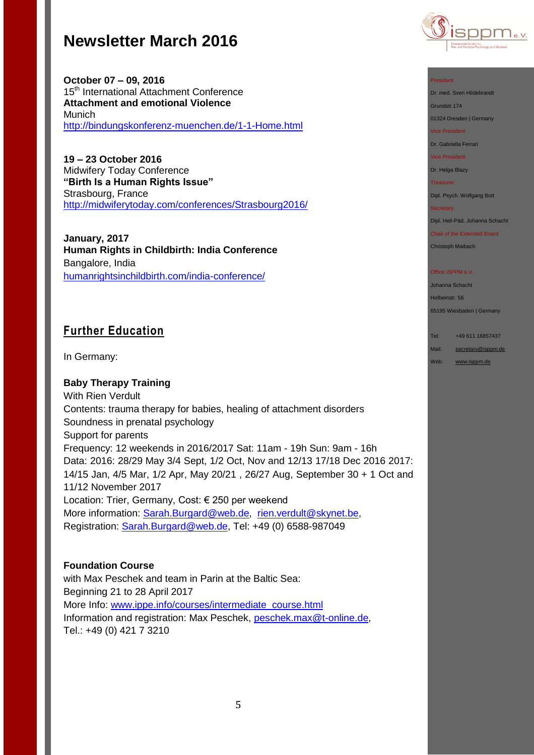# Newsletter March 2016

**October 07 – 09, 2016**
15th International Attachment Conference
**Attachment and emotional Violence**
Munich
http://bindungskonferenz-muenchen.de/1-1-Home.html

**19 – 23 October 2016**
Midwifery Today Conference
**"Birth Is a Human Rights Issue"**
Strasbourg, France
http://midwiferytoday.com/conferences/Strasbourg2016/

**January, 2017**
**Human Rights in Childbirth: India Conference**
Bangalore, India
humanrightsinchildbirth.com/india-conference/

## Further Education

In Germany:

**Baby Therapy Training**
With Rien Verdult
Contents: trauma therapy for babies, healing of attachment disorders
Soundness in prenatal psychology
Support for parents
Frequency: 12 weekends in 2016/2017 Sat: 11am - 19h Sun: 9am - 16h
Data: 2016: 28/29 May 3/4 Sept, 1/2 Oct, Nov and 12/13 17/18 Dec 2016 2017: 14/15 Jan, 4/5 Mar, 1/2 Apr, May 20/21 , 26/27 Aug, September 30 + 1 Oct and 11/12 November 2017
Location: Trier, Germany, Cost: € 250 per weekend
More information: Sarah.Burgard@web.de, rien.verdult@skynet.be,
Registration: Sarah.Burgard@web.de, Tel: +49 (0) 6588-987049

**Foundation Course**
with Max Peschek and team in Parin at the Baltic Sea:
Beginning 21 to 28 April 2017
More Info: www.ippe.info/courses/intermediate_course.html
Information and registration: Max Peschek, peschek.max@t-online.de,
Tel.: +49 (0) 421 7 3210

President
Dr. med. Sven Hildebrandt
Grundstr.174
01324 Dresden | Germany
Vice President
Dr. Gabriella Ferrari
Vice President
Dr. Helga Blazy
Treasurer
Dipl. Psych. Wolfgang Bott
Secretary
Dipl. Heil-Päd. Johanna Schacht
Chair of the Extended Board
Christoph Maibach

Office ISPPM e.V.
Johanna Schacht
Holbeinstr. 56
65195 Wiesbaden | Germany

Tel: +49 611 16857437
Mail: secretary@isppm.de
Web: www.isppm.de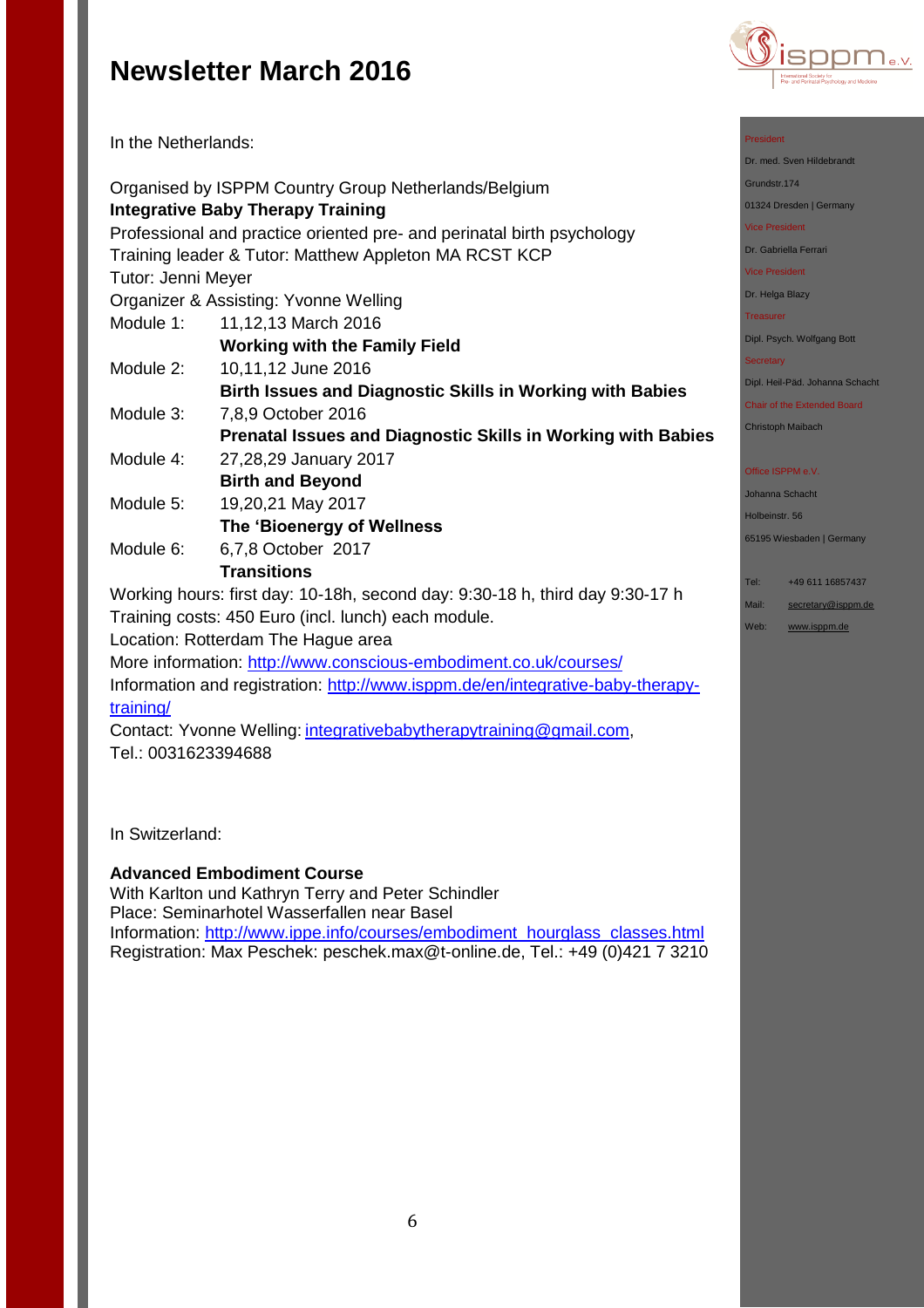# Newsletter March 2016

In the Netherlands:

Organised by ISPPM Country Group Netherlands/Belgium
**Integrative Baby Therapy Training**
Professional and practice oriented pre- and perinatal birth psychology
Training leader & Tutor: Matthew Appleton MA RCST KCP
Tutor: Jenni Meyer
Organizer & Assisting: Yvonne Welling

| | |
|---|---|
| Module 1: | 11,12,13 March 2016<br>**Working with the Family Field** |
| Module 2: | 10,11,12 June 2016<br>**Birth Issues and Diagnostic Skills in Working with Babies** |
| Module 3: | 7,8,9 October 2016<br>**Prenatal Issues and Diagnostic Skills in Working with Babies** |
| Module 4: | 27,28,29 January 2017<br>**Birth and Beyond** |
| Module 5: | 19,20,21 May 2017<br>**The 'Bioenergy of Wellness** |
| Module 6: | 6,7,8 October 2017<br>**Transitions** |

Working hours: first day: 10-18h, second day: 9:30-18 h, third day 9:30-17 h
Training costs: 450 Euro (incl. lunch) each module.
Location: Rotterdam The Hague area
More information: http://www.conscious-embodiment.co.uk/courses/
Information and registration: http://www.isppm.de/en/integrative-baby-therapy-training/
Contact: Yvonne Welling: integrativebabytherapytraining@gmail.com,
Tel.: 0031623394688

In Switzerland:

**Advanced Embodiment Course**
With Karlton und Kathryn Terry and Peter Schindler
Place: Seminarhotel Wasserfallen near Basel
Information: http://www.ippe.info/courses/embodiment_hourglass_classes.html
Registration: Max Peschek: peschek.max@t-online.de, Tel.: +49 (0)421 7 3210

President
Dr. med. Sven Hildebrandt
Grundstr.174
01324 Dresden | Germany
Vice President
Dr. Gabriella Ferrari
Vice President
Dr. Helga Blazy
Treasurer
Dipl. Psych. Wolfgang Bott
Secretary
Dipl. Heil-Päd. Johanna Schacht
Chair of the Extended Board
Christoph Maibach

Office ISPPM e.V.
Johanna Schacht
Holbeinstr. 56
65195 Wiesbaden | Germany

Tel: +49 611 16857437
Mail: secretary@isppm.de
Web: www.isppm.de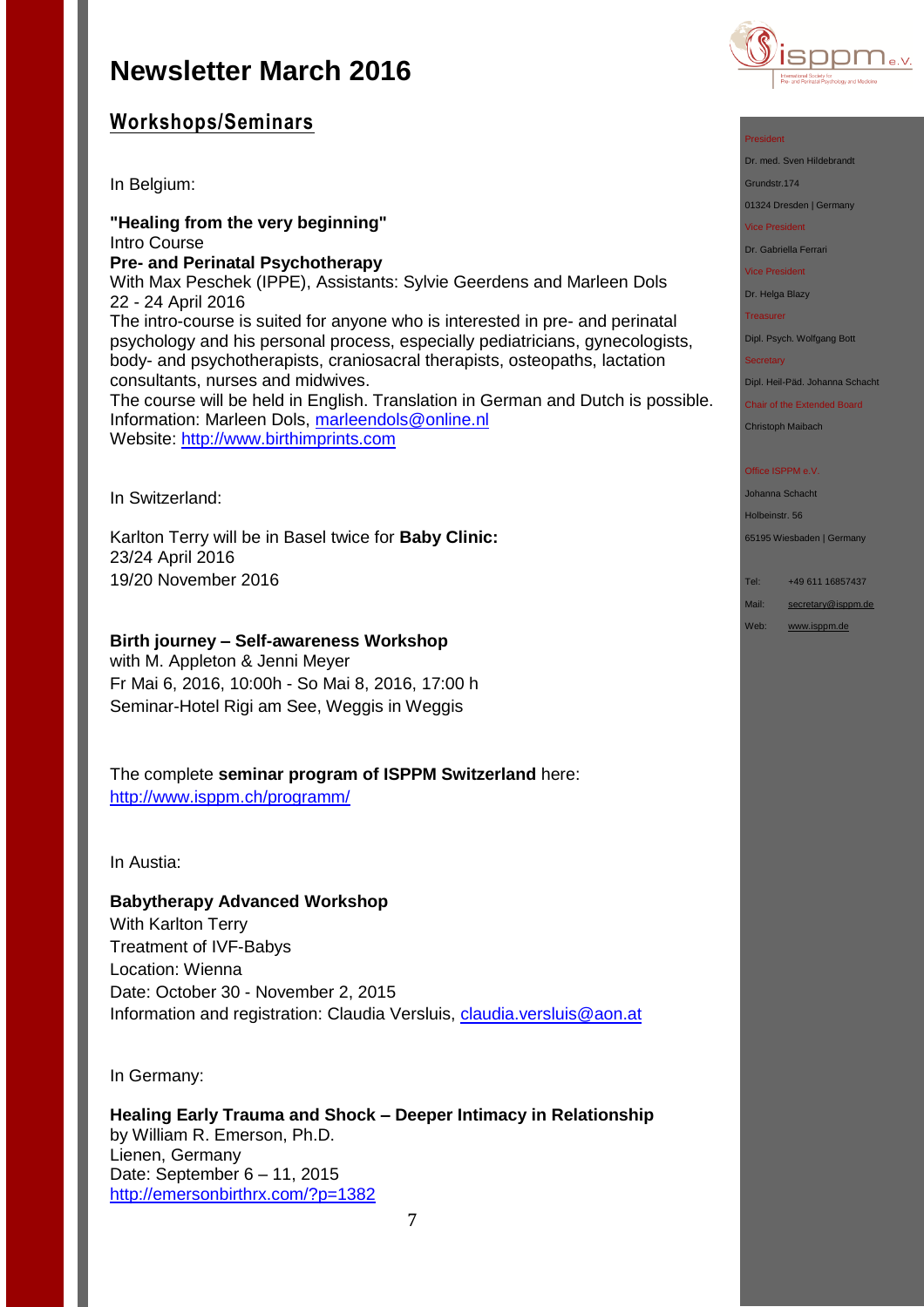# Newsletter March 2016

## Workshops/Seminars

In Belgium:

**"Healing from the very beginning"**
Intro Course
**Pre- and Perinatal Psychotherapy**
With Max Peschek (IPPE), Assistants: Sylvie Geerdens and Marleen Dols
22 - 24 April 2016
The intro-course is suited for anyone who is interested in pre- and perinatal psychology and his personal process, especially pediatricians, gynecologists, body- and psychotherapists, craniosacral therapists, osteopaths, lactation consultants, nurses and midwives.
The course will be held in English. Translation in German and Dutch is possible.
Information: Marleen Dols, marleendols@online.nl
Website: http://www.birthimprints.com

In Switzerland:

Karlton Terry will be in Basel twice for **Baby Clinic:**
23/24 April 2016
19/20 November 2016

**Birth journey – Self-awareness Workshop**
with M. Appleton & Jenni Meyer
Fr Mai 6, 2016, 10:00h - So Mai 8, 2016, 17:00 h
Seminar-Hotel Rigi am See, Weggis in Weggis

The complete **seminar program of ISPPM Switzerland** here:
http://www.isppm.ch/programm/

In Austia:

**Babytherapy Advanced Workshop**
With Karlton Terry
Treatment of IVF-Babys
Location: Wienna
Date: October 30 - November 2, 2015
Information and registration: Claudia Versluis, claudia.versluis@aon.at

In Germany:

**Healing Early Trauma and Shock – Deeper Intimacy in Relationship**
by William R. Emerson, Ph.D.
Lienen, Germany
Date: September 6 – 11, 2015
http://emersonbirthrx.com/?p=1382

---

isppm e.V.
International Society for Pre- and Perinatal Psychology and Medicine

President
Dr. med. Sven Hildebrandt
Grundstr.174
01324 Dresden | Germany

Vice President
Dr. Gabriella Ferrari

Vice President
Dr. Helga Blazy

Treasurer
Dipl. Psych. Wolfgang Bott

Secretary
Dipl. Heil-Päd. Johanna Schacht

Chair of the Extended Board
Christoph Maibach

Office ISPPM e.V.
Johanna Schacht
Holbeinstr. 56
65195 Wiesbaden | Germany

Tel: +49 611 16857437
Mail: secretary@isppm.de
Web: www.isppm.de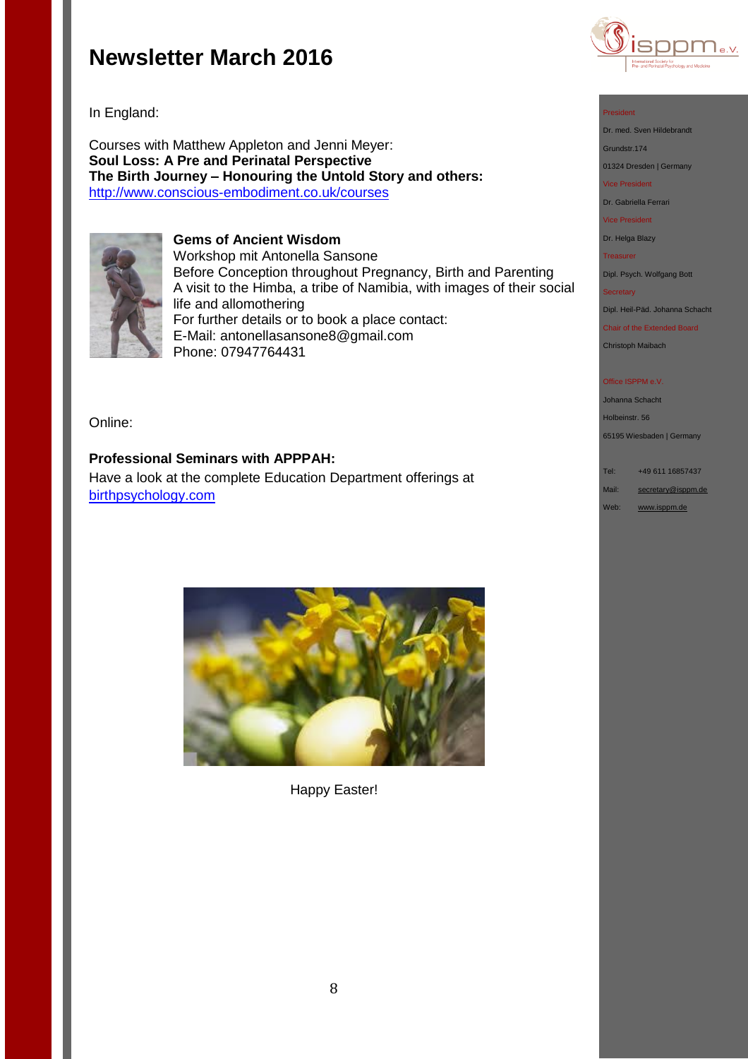# Newsletter March 2016

In England:

Courses with Matthew Appleton and Jenni Meyer:
**Soul Loss: A Pre and Perinatal Perspective**
**The Birth Journey – Honouring the Untold Story and others:**
http://www.conscious-embodiment.co.uk/courses

**Gems of Ancient Wisdom**
Workshop mit Antonella Sansone
Before Conception throughout Pregnancy, Birth and Parenting
A visit to the Himba, a tribe of Namibia, with images of their social life and allomothering
For further details or to book a place contact:
E-Mail: antonellasansone8@gmail.com
Phone: 07947764431

Online:

**Professional Seminars with APPPAH:**
Have a look at the complete Education Department offerings at birthpsychology.com

Happy Easter!

President
Dr. med. Sven Hildebrandt
Grundstr.174
01324 Dresden | Germany

Vice President
Dr. Gabriella Ferrari

Vice President
Dr. Helga Blazy

Treasurer
Dipl. Psych. Wolfgang Bott

Secretary
Dipl. Heil-Päd. Johanna Schacht

Chair of the Extended Board
Christoph Maibach

Office ISPPM e.V.
Johanna Schacht
Holbeinstr. 56
65195 Wiesbaden | Germany

Tel: +49 611 16857437
Mail: secretary@isppm.de
Web: www.isppm.de